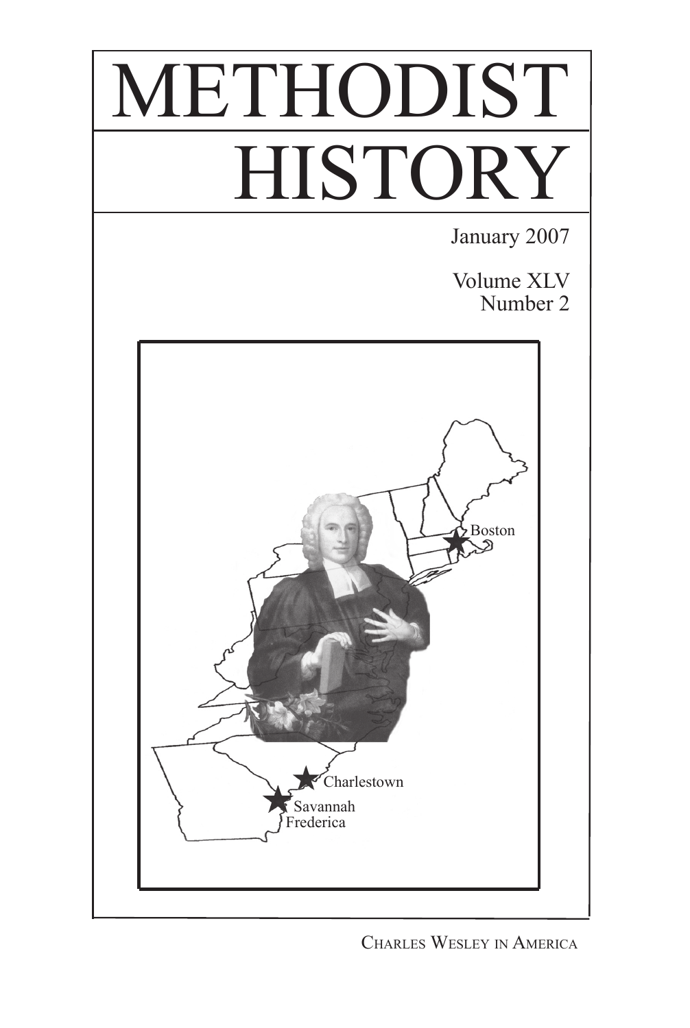# METHODIST HISTORY

January 2007

Volume XLV
Number 2

Boston

Charlestown

Savannah
Frederica

CHARLES WESLEY IN AMERICA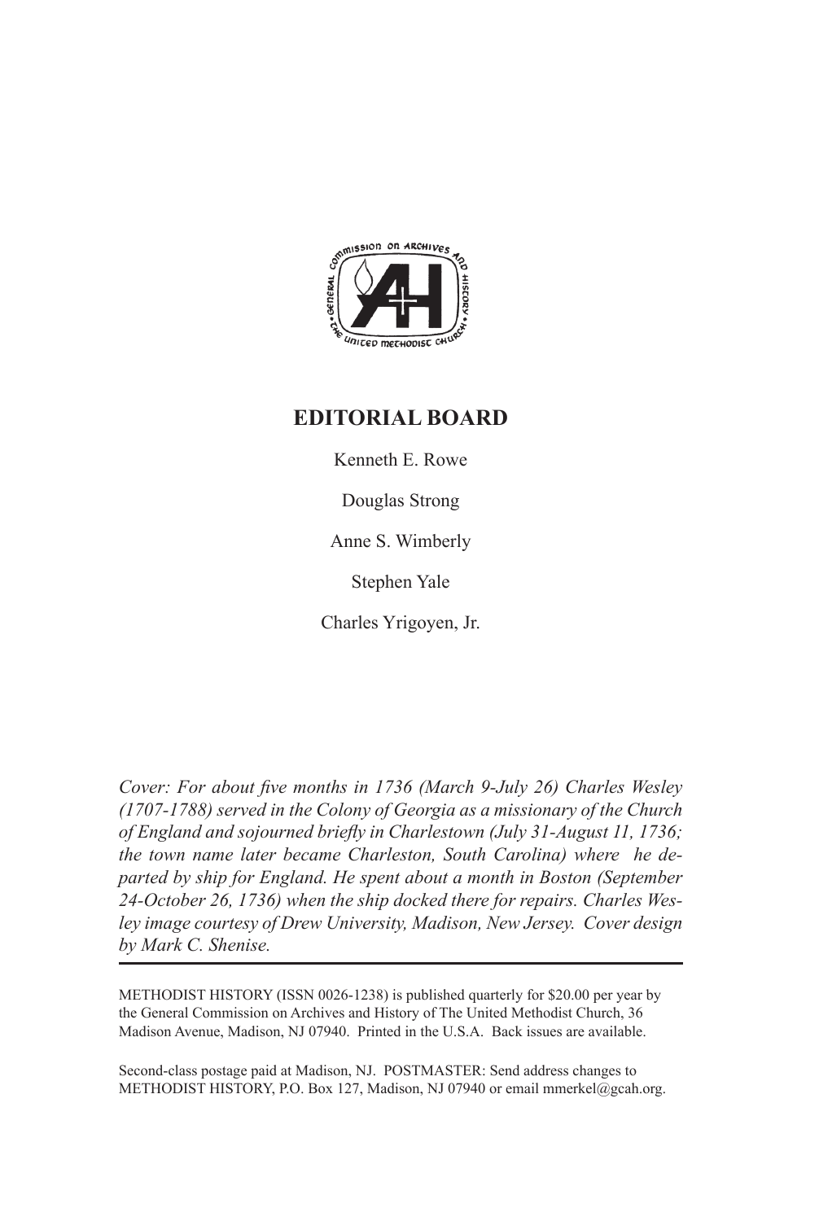## EDITORIAL BOARD

Kenneth E. Rowe

Douglas Strong

Anne S. Wimberly

Stephen Yale

Charles Yrigoyen, Jr.

*Cover: For about five months in 1736 (March 9-July 26) Charles Wesley (1707-1788) served in the Colony of Georgia as a missionary of the Church of England and sojourned briefly in Charlestown (July 31-August 11, 1736; the town name later became Charleston, South Carolina) where he departed by ship for England. He spent about a month in Boston (September 24-October 26, 1736) when the ship docked there for repairs. Charles Wesley image courtesy of Drew University, Madison, New Jersey. Cover design by Mark C. Shenise.*

---

METHODIST HISTORY (ISSN 0026-1238) is published quarterly for $20.00 per year by the General Commission on Archives and History of The United Methodist Church, 36 Madison Avenue, Madison, NJ 07940. Printed in the U.S.A. Back issues are available.

Second-class postage paid at Madison, NJ. POSTMASTER: Send address changes to METHODIST HISTORY, P.O. Box 127, Madison, NJ 07940 or email mmerkel@gcah.org.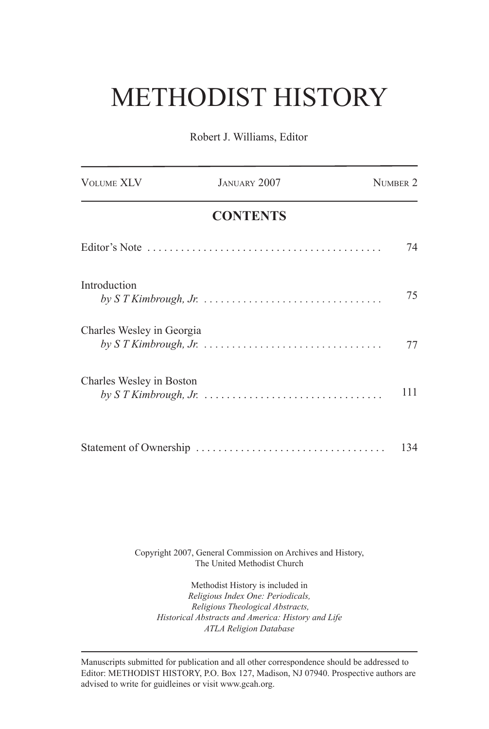# METHODIST HISTORY

Robert J. Williams, Editor

| VOLUME XLV | JANUARY 2007 | NUMBER 2 |
|---|---|---|

## CONTENTS

Editor's Note . . . . . . . . . . . . . . . . . . . . . . . . . . . . . . . . . . . . . . . . . 74

Introduction
*by S T Kimbrough, Jr.* . . . . . . . . . . . . . . . . . . . . . . . . . . . . . . . . 75

Charles Wesley in Georgia
*by S T Kimbrough, Jr.* . . . . . . . . . . . . . . . . . . . . . . . . . . . . . . . . 77

Charles Wesley in Boston
*by S T Kimbrough, Jr.* . . . . . . . . . . . . . . . . . . . . . . . . . . . . . . . . 111

Statement of Ownership . . . . . . . . . . . . . . . . . . . . . . . . . . . . . . . . . 134

Copyright 2007, General Commission on Archives and History,
The United Methodist Church

Methodist History is included in
*Religious Index One: Periodicals,*
*Religious Theological Abstracts,*
*Historical Abstracts and America: History and Life*
*ATLA Religion Database*

---

Manuscripts submitted for publication and all other correspondence should be addressed to Editor: METHODIST HISTORY, P.O. Box 127, Madison, NJ 07940. Prospective authors are advised to write for guidleines or visit www.gcah.org.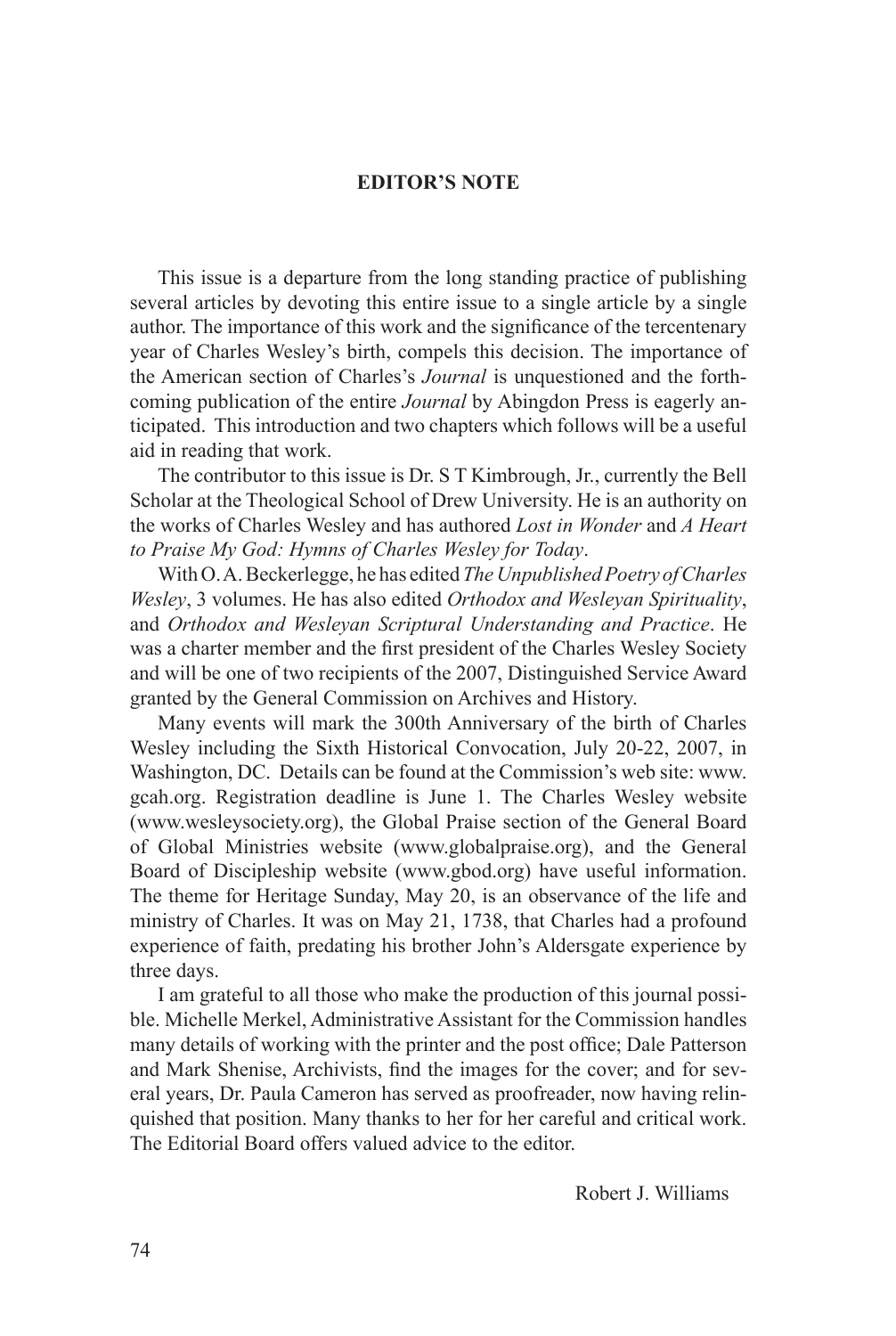**EDITOR'S NOTE**

This issue is a departure from the long standing practice of publishing several articles by devoting this entire issue to a single article by a single author. The importance of this work and the significance of the tercentenary year of Charles Wesley's birth, compels this decision. The importance of the American section of Charles's *Journal* is unquestioned and the forthcoming publication of the entire *Journal* by Abingdon Press is eagerly anticipated. This introduction and two chapters which follows will be a useful aid in reading that work.

The contributor to this issue is Dr. S T Kimbrough, Jr., currently the Bell Scholar at the Theological School of Drew University. He is an authority on the works of Charles Wesley and has authored *Lost in Wonder* and *A Heart to Praise My God: Hymns of Charles Wesley for Today*.

With O. A. Beckerlegge, he has edited *The Unpublished Poetry of Charles Wesley*, 3 volumes. He has also edited *Orthodox and Wesleyan Spirituality*, and *Orthodox and Wesleyan Scriptural Understanding and Practice*. He was a charter member and the first president of the Charles Wesley Society and will be one of two recipients of the 2007, Distinguished Service Award granted by the General Commission on Archives and History.

Many events will mark the 300th Anniversary of the birth of Charles Wesley including the Sixth Historical Convocation, July 20-22, 2007, in Washington, DC. Details can be found at the Commission's web site: www.gcah.org. Registration deadline is June 1. The Charles Wesley website (www.wesleysociety.org), the Global Praise section of the General Board of Global Ministries website (www.globalpraise.org), and the General Board of Discipleship website (www.gbod.org) have useful information. The theme for Heritage Sunday, May 20, is an observance of the life and ministry of Charles. It was on May 21, 1738, that Charles had a profound experience of faith, predating his brother John's Aldersgate experience by three days.

I am grateful to all those who make the production of this journal possible. Michelle Merkel, Administrative Assistant for the Commission handles many details of working with the printer and the post office; Dale Patterson and Mark Shenise, Archivists, find the images for the cover; and for several years, Dr. Paula Cameron has served as proofreader, now having relinquished that position. Many thanks to her for her careful and critical work. The Editorial Board offers valued advice to the editor.

Robert J. Williams